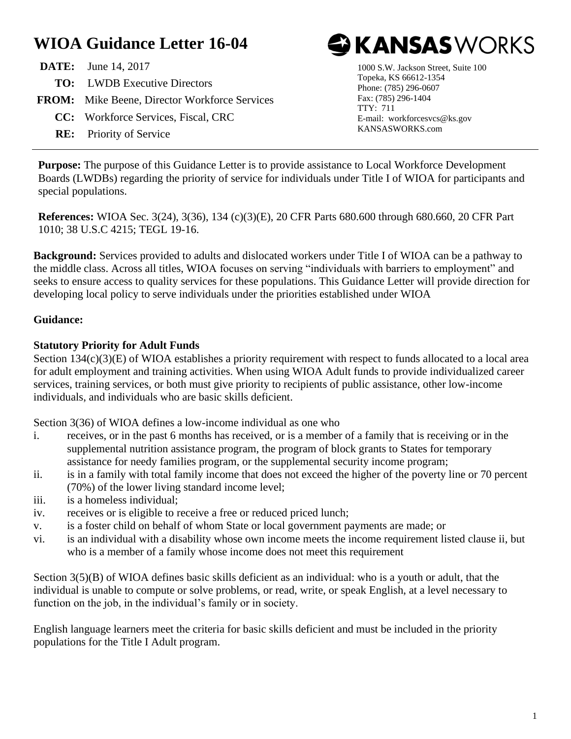# WIOA Guidance Letter 16-04

**DATE:** June 14, 2017

**TO:** LWDB Executive Directors

**FROM:** Mike Beene, Director Workforce Services

**CC:** Workforce Services, Fiscal, CRC

**RE:** Priority of Service

KANSASWORKS
1000 S.W. Jackson Street, Suite 100
Topeka, KS 66612-1354
Phone: (785) 296-0607
Fax: (785) 296-1404
TTY: 711
E-mail: workforcesvcs@ks.gov
KANSASWORKS.com

---

**Purpose:** The purpose of this Guidance Letter is to provide assistance to Local Workforce Development Boards (LWDBs) regarding the priority of service for individuals under Title I of WIOA for participants and special populations.

**References:** WIOA Sec. 3(24), 3(36), 134 (c)(3)(E), 20 CFR Parts 680.600 through 680.660, 20 CFR Part 1010; 38 U.S.C 4215; TEGL 19-16.

**Background:** Services provided to adults and dislocated workers under Title I of WIOA can be a pathway to the middle class. Across all titles, WIOA focuses on serving "individuals with barriers to employment" and seeks to ensure access to quality services for these populations. This Guidance Letter will provide direction for developing local policy to serve individuals under the priorities established under WIOA

**Guidance:**

**Statutory Priority for Adult Funds**

Section 134(c)(3)(E) of WIOA establishes a priority requirement with respect to funds allocated to a local area for adult employment and training activities. When using WIOA Adult funds to provide individualized career services, training services, or both must give priority to recipients of public assistance, other low-income individuals, and individuals who are basic skills deficient.

Section 3(36) of WIOA defines a low-income individual as one who

i. receives, or in the past 6 months has received, or is a member of a family that is receiving or in the supplemental nutrition assistance program, the program of block grants to States for temporary assistance for needy families program, or the supplemental security income program;
ii. is in a family with total family income that does not exceed the higher of the poverty line or 70 percent (70%) of the lower living standard income level;
iii. is a homeless individual;
iv. receives or is eligible to receive a free or reduced priced lunch;
v. is a foster child on behalf of whom State or local government payments are made; or
vi. is an individual with a disability whose own income meets the income requirement listed clause ii, but who is a member of a family whose income does not meet this requirement

Section 3(5)(B) of WIOA defines basic skills deficient as an individual: who is a youth or adult, that the individual is unable to compute or solve problems, or read, write, or speak English, at a level necessary to function on the job, in the individual's family or in society.

English language learners meet the criteria for basic skills deficient and must be included in the priority populations for the Title I Adult program.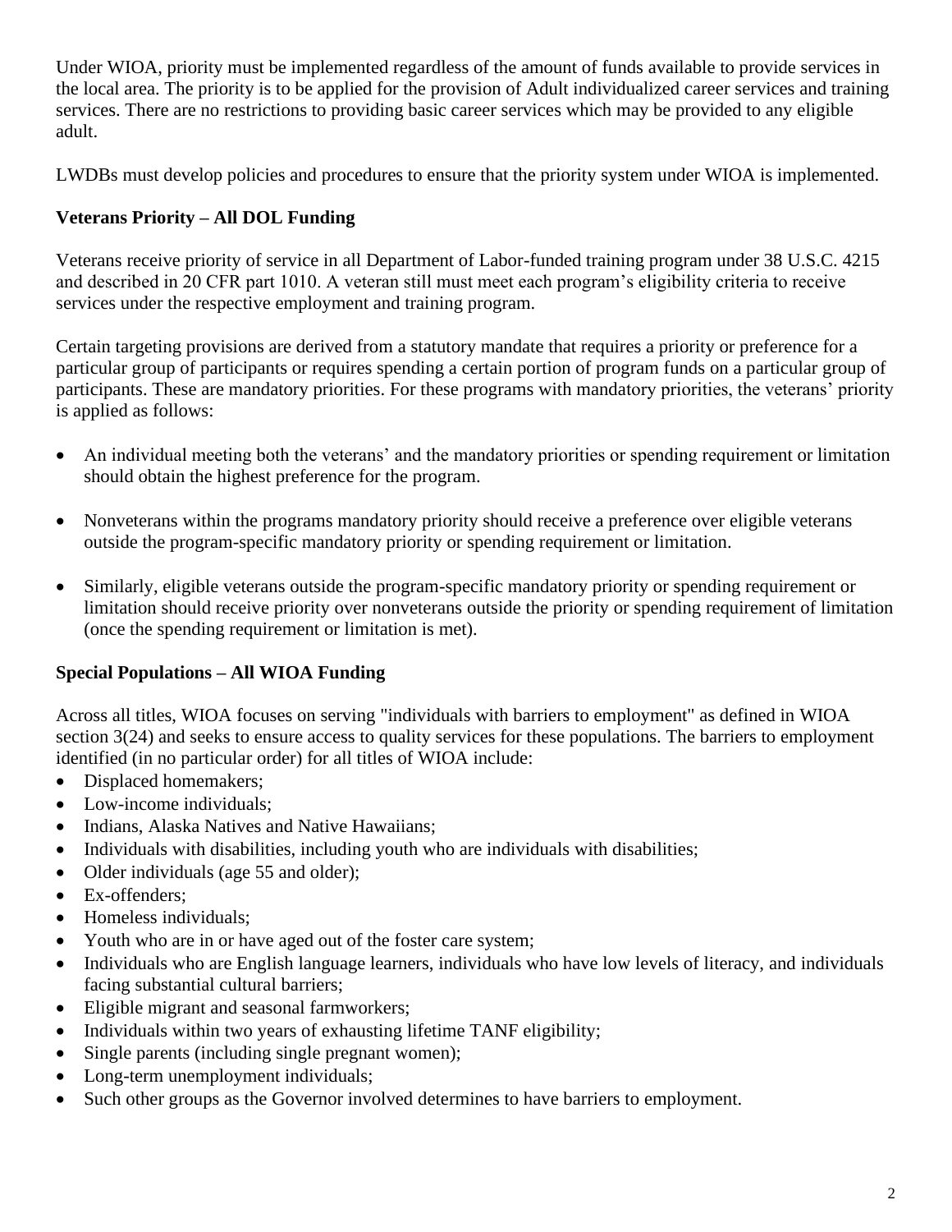Under WIOA, priority must be implemented regardless of the amount of funds available to provide services in the local area. The priority is to be applied for the provision of Adult individualized career services and training services. There are no restrictions to providing basic career services which may be provided to any eligible adult.

LWDBs must develop policies and procedures to ensure that the priority system under WIOA is implemented.

**Veterans Priority – All DOL Funding**

Veterans receive priority of service in all Department of Labor-funded training program under 38 U.S.C. 4215 and described in 20 CFR part 1010. A veteran still must meet each program's eligibility criteria to receive services under the respective employment and training program.

Certain targeting provisions are derived from a statutory mandate that requires a priority or preference for a particular group of participants or requires spending a certain portion of program funds on a particular group of participants. These are mandatory priorities. For these programs with mandatory priorities, the veterans' priority is applied as follows:

- An individual meeting both the veterans' and the mandatory priorities or spending requirement or limitation should obtain the highest preference for the program.
- Nonveterans within the programs mandatory priority should receive a preference over eligible veterans outside the program-specific mandatory priority or spending requirement or limitation.
- Similarly, eligible veterans outside the program-specific mandatory priority or spending requirement or limitation should receive priority over nonveterans outside the priority or spending requirement of limitation (once the spending requirement or limitation is met).

**Special Populations – All WIOA Funding**

Across all titles, WIOA focuses on serving "individuals with barriers to employment" as defined in WIOA section 3(24) and seeks to ensure access to quality services for these populations. The barriers to employment identified (in no particular order) for all titles of WIOA include:

- Displaced homemakers;
- Low-income individuals;
- Indians, Alaska Natives and Native Hawaiians;
- Individuals with disabilities, including youth who are individuals with disabilities;
- Older individuals (age 55 and older);
- Ex-offenders;
- Homeless individuals;
- Youth who are in or have aged out of the foster care system;
- Individuals who are English language learners, individuals who have low levels of literacy, and individuals facing substantial cultural barriers;
- Eligible migrant and seasonal farmworkers;
- Individuals within two years of exhausting lifetime TANF eligibility;
- Single parents (including single pregnant women);
- Long-term unemployment individuals;
- Such other groups as the Governor involved determines to have barriers to employment.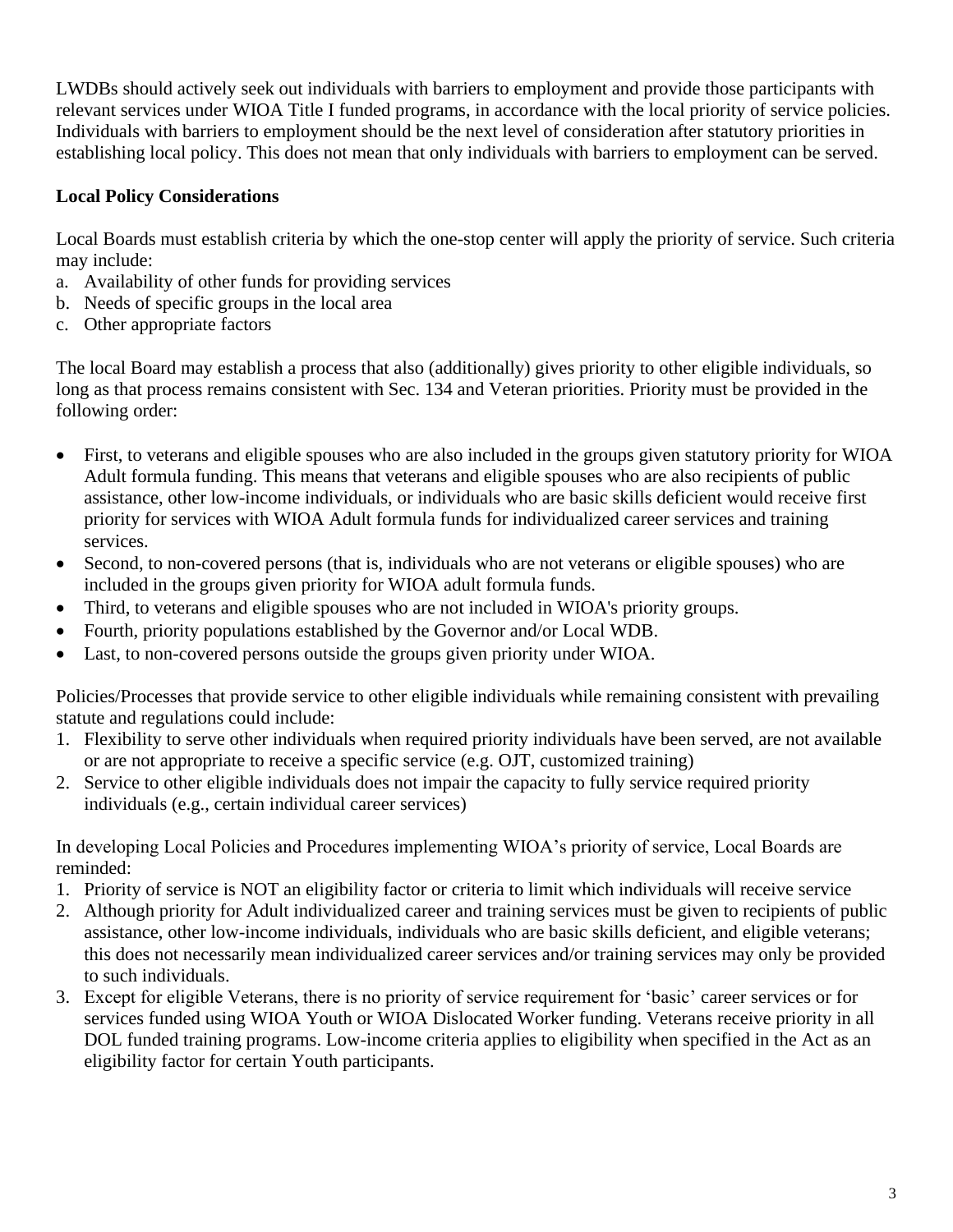LWDBs should actively seek out individuals with barriers to employment and provide those participants with relevant services under WIOA Title I funded programs, in accordance with the local priority of service policies. Individuals with barriers to employment should be the next level of consideration after statutory priorities in establishing local policy. This does not mean that only individuals with barriers to employment can be served.

**Local Policy Considerations**

Local Boards must establish criteria by which the one-stop center will apply the priority of service. Such criteria may include:

a. Availability of other funds for providing services
b. Needs of specific groups in the local area
c. Other appropriate factors

The local Board may establish a process that also (additionally) gives priority to other eligible individuals, so long as that process remains consistent with Sec. 134 and Veteran priorities. Priority must be provided in the following order:

- First, to veterans and eligible spouses who are also included in the groups given statutory priority for WIOA Adult formula funding. This means that veterans and eligible spouses who are also recipients of public assistance, other low-income individuals, or individuals who are basic skills deficient would receive first priority for services with WIOA Adult formula funds for individualized career services and training services.
- Second, to non-covered persons (that is, individuals who are not veterans or eligible spouses) who are included in the groups given priority for WIOA adult formula funds.
- Third, to veterans and eligible spouses who are not included in WIOA's priority groups.
- Fourth, priority populations established by the Governor and/or Local WDB.
- Last, to non-covered persons outside the groups given priority under WIOA.

Policies/Processes that provide service to other eligible individuals while remaining consistent with prevailing statute and regulations could include:

1. Flexibility to serve other individuals when required priority individuals have been served, are not available or are not appropriate to receive a specific service (e.g. OJT, customized training)
2. Service to other eligible individuals does not impair the capacity to fully service required priority individuals (e.g., certain individual career services)

In developing Local Policies and Procedures implementing WIOA's priority of service, Local Boards are reminded:

1. Priority of service is NOT an eligibility factor or criteria to limit which individuals will receive service
2. Although priority for Adult individualized career and training services must be given to recipients of public assistance, other low-income individuals, individuals who are basic skills deficient, and eligible veterans; this does not necessarily mean individualized career services and/or training services may only be provided to such individuals.
3. Except for eligible Veterans, there is no priority of service requirement for 'basic' career services or for services funded using WIOA Youth or WIOA Dislocated Worker funding. Veterans receive priority in all DOL funded training programs. Low-income criteria applies to eligibility when specified in the Act as an eligibility factor for certain Youth participants.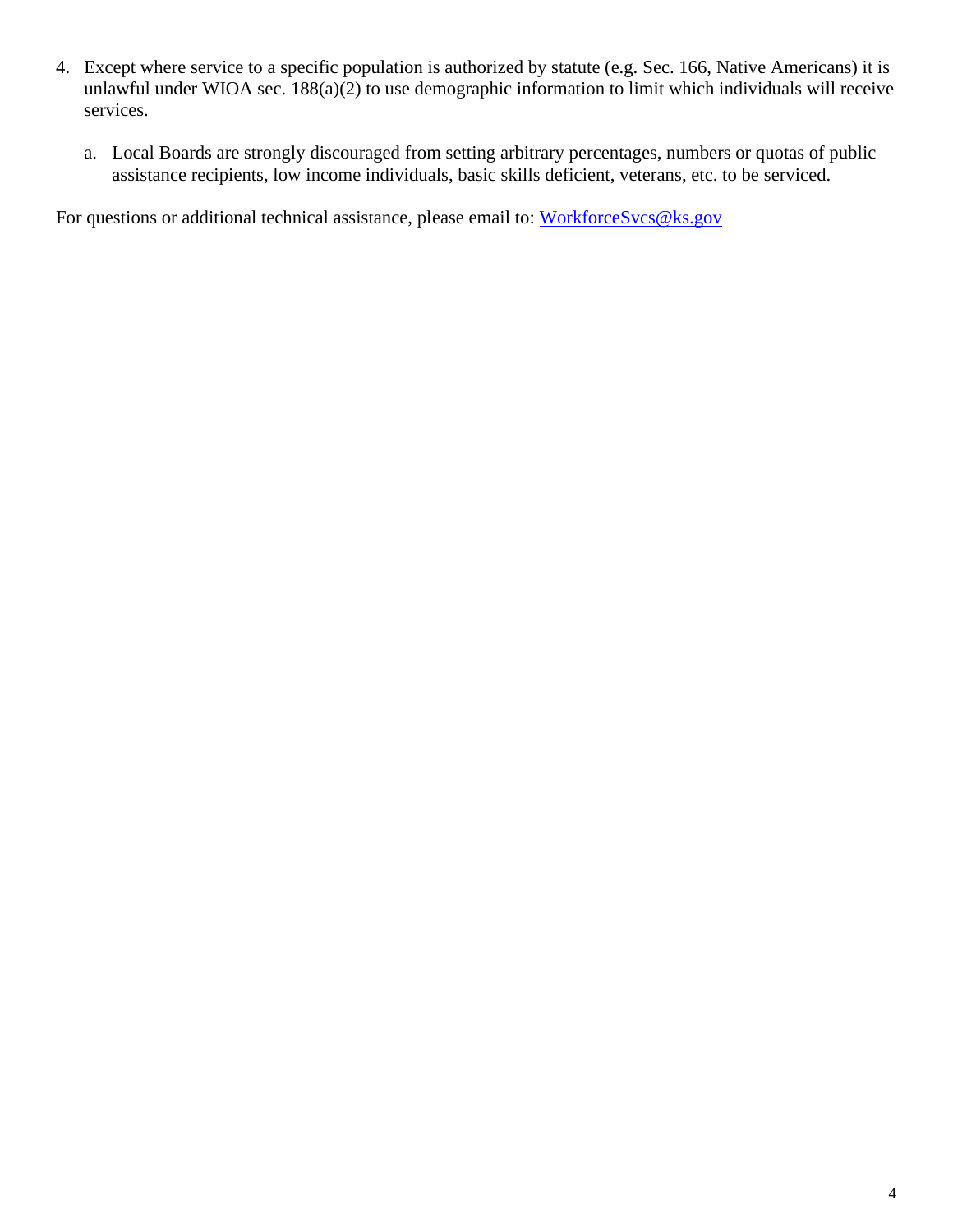4. Except where service to a specific population is authorized by statute (e.g. Sec. 166, Native Americans) it is unlawful under WIOA sec. 188(a)(2) to use demographic information to limit which individuals will receive services.

    a. Local Boards are strongly discouraged from setting arbitrary percentages, numbers or quotas of public assistance recipients, low income individuals, basic skills deficient, veterans, etc. to be serviced.

For questions or additional technical assistance, please email to: [WorkforceSvcs@ks.gov](mailto:WorkforceSvcs@ks.gov)